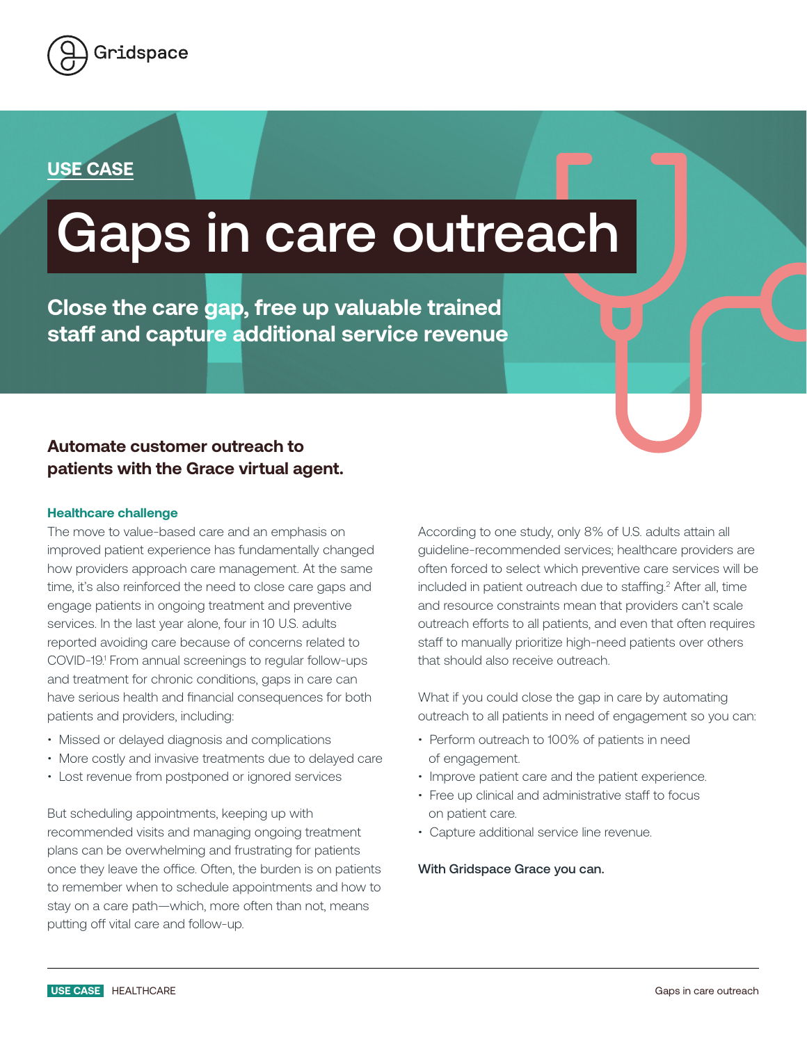Gridspace

USE CASE

# Gaps in care outreach

**Close the care gap, free up valuable trained staff and capture additional service revenue**

## Automate customer outreach to patients with the Grace virtual agent.

### Healthcare challenge

The move to value-based care and an emphasis on improved patient experience has fundamentally changed how providers approach care management. At the same time, it's also reinforced the need to close care gaps and engage patients in ongoing treatment and preventive services. In the last year alone, four in 10 U.S. adults reported avoiding care because of concerns related to COVID-19.[1] From annual screenings to regular follow-ups and treatment for chronic conditions, gaps in care can have serious health and financial consequences for both patients and providers, including:

- Missed or delayed diagnosis and complications
- More costly and invasive treatments due to delayed care
- Lost revenue from postponed or ignored services

But scheduling appointments, keeping up with recommended visits and managing ongoing treatment plans can be overwhelming and frustrating for patients once they leave the office. Often, the burden is on patients to remember when to schedule appointments and how to stay on a care path—which, more often than not, means putting off vital care and follow-up.

According to one study, only 8% of U.S. adults attain all guideline-recommended services; healthcare providers are often forced to select which preventive care services will be included in patient outreach due to staffing.[2] After all, time and resource constraints mean that providers can't scale outreach efforts to all patients, and even that often requires staff to manually prioritize high-need patients over others that should also receive outreach.

What if you could close the gap in care by automating outreach to all patients in need of engagement so you can:

- Perform outreach to 100% of patients in need of engagement.
- Improve patient care and the patient experience.
- Free up clinical and administrative staff to focus on patient care.
- Capture additional service line revenue.

**With Gridspace Grace you can.**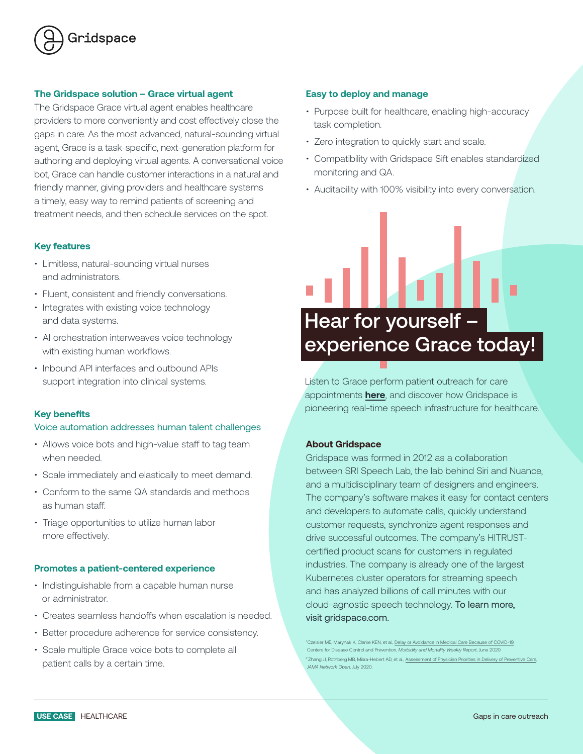## The Gridspace solution – Grace virtual agent

The Gridspace Grace virtual agent enables healthcare providers to more conveniently and cost effectively close the gaps in care. As the most advanced, natural-sounding virtual agent, Grace is a task-specific, next-generation platform for authoring and deploying virtual agents. A conversational voice bot, Grace can handle customer interactions in a natural and friendly manner, giving providers and healthcare systems a timely, easy way to remind patients of screening and treatment needs, and then schedule services on the spot.

### Key features

- Limitless, natural-sounding virtual nurses and administrators.
- Fluent, consistent and friendly conversations.
- Integrates with existing voice technology and data systems.
- AI orchestration interweaves voice technology with existing human workflows.
- Inbound API interfaces and outbound APIs support integration into clinical systems.

### Key benefits

Voice automation addresses human talent challenges

- Allows voice bots and high-value staff to tag team when needed.
- Scale immediately and elastically to meet demand.
- Conform to the same QA standards and methods as human staff.
- Triage opportunities to utilize human labor more effectively.

### Promotes a patient-centered experience

- Indistinguishable from a capable human nurse or administrator.
- Creates seamless handoffs when escalation is needed.
- Better procedure adherence for service consistency.
- Scale multiple Grace voice bots to complete all patient calls by a certain time.

### Easy to deploy and manage

- Purpose built for healthcare, enabling high-accuracy task completion.
- Zero integration to quickly start and scale.
- Compatibility with Gridspace Sift enables standardized monitoring and QA.
- Auditability with 100% visibility into every conversation.

## Hear for yourself – experience Grace today!

Listen to Grace perform patient outreach for care appointments **here**, and discover how Gridspace is pioneering real-time speech infrastructure for healthcare.

### About Gridspace

Gridspace was formed in 2012 as a collaboration between SRI Speech Lab, the lab behind Siri and Nuance, and a multidisciplinary team of designers and engineers. The company's software makes it easy for contact centers and developers to automate calls, quickly understand customer requests, synchronize agent responses and drive successful outcomes. The company's HITRUST-certified product scans for customers in regulated industries. The company is already one of the largest Kubernetes cluster operators for streaming speech and has analyzed billions of call minutes with our cloud-agnostic speech technology. To learn more, visit gridspace.com.

[1] Czeisler ME, Marynak K, Clarke KEN, et al., Delay or Avoidance in Medical Care Because of COVID-19, Centers for Disease Control and Prevention, *Morbidity and Mortality Weekly Report*, June 2020.

[2] Zhang JJ, Rothberg MB, Misra-Hebert AD, et al., Assessment of Physician Priorities in Delivery of Preventive Care, *JAMA Network Open*, July 2020.